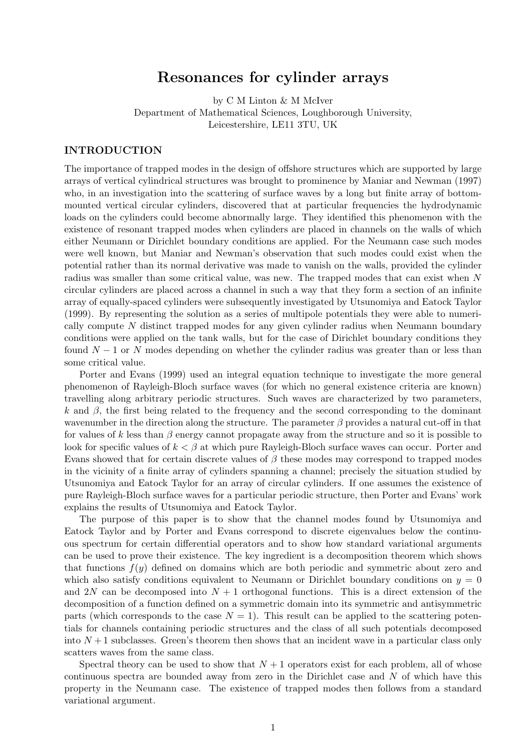# Resonances for cylinder arrays

by C M Linton & M McIver
Department of Mathematical Sciences, Loughborough University,
Leicestershire, LE11 3TU, UK

## INTRODUCTION

The importance of trapped modes in the design of offshore structures which are supported by large arrays of vertical cylindrical structures was brought to prominence by Maniar and Newman (1997) who, in an investigation into the scattering of surface waves by a long but finite array of bottom-mounted vertical circular cylinders, discovered that at particular frequencies the hydrodynamic loads on the cylinders could become abnormally large. They identified this phenomenon with the existence of resonant trapped modes when cylinders are placed in channels on the walls of which either Neumann or Dirichlet boundary conditions are applied. For the Neumann case such modes were well known, but Maniar and Newman's observation that such modes could exist when the potential rather than its normal derivative was made to vanish on the walls, provided the cylinder radius was smaller than some critical value, was new. The trapped modes that can exist when $N$ circular cylinders are placed across a channel in such a way that they form a section of an infinite array of equally-spaced cylinders were subsequently investigated by Utsunomiya and Eatock Taylor (1999). By representing the solution as a series of multipole potentials they were able to numerically compute $N$ distinct trapped modes for any given cylinder radius when Neumann boundary conditions were applied on the tank walls, but for the case of Dirichlet boundary conditions they found $N-1$ or $N$ modes depending on whether the cylinder radius was greater than or less than some critical value.

Porter and Evans (1999) used an integral equation technique to investigate the more general phenomenon of Rayleigh-Bloch surface waves (for which no general existence criteria are known) travelling along arbitrary periodic structures. Such waves are characterized by two parameters, $k$ and $\beta$, the first being related to the frequency and the second corresponding to the dominant wavenumber in the direction along the structure. The parameter $\beta$ provides a natural cut-off in that for values of $k$ less than $\beta$ energy cannot propagate away from the structure and so it is possible to look for specific values of $k < \beta$ at which pure Rayleigh-Bloch surface waves can occur. Porter and Evans showed that for certain discrete values of $\beta$ these modes may correspond to trapped modes in the vicinity of a finite array of cylinders spanning a channel; precisely the situation studied by Utsunomiya and Eatock Taylor for an array of circular cylinders. If one assumes the existence of pure Rayleigh-Bloch surface waves for a particular periodic structure, then Porter and Evans' work explains the results of Utsunomiya and Eatock Taylor.

The purpose of this paper is to show that the channel modes found by Utsunomiya and Eatock Taylor and by Porter and Evans correspond to discrete eigenvalues below the continuous spectrum for certain differential operators and to show how standard variational arguments can be used to prove their existence. The key ingredient is a decomposition theorem which shows that functions $f(y)$ defined on domains which are both periodic and symmetric about zero and which also satisfy conditions equivalent to Neumann or Dirichlet boundary conditions on $y = 0$ and $2N$ can be decomposed into $N+1$ orthogonal functions. This is a direct extension of the decomposition of a function defined on a symmetric domain into its symmetric and antisymmetric parts (which corresponds to the case $N = 1$). This result can be applied to the scattering potentials for channels containing periodic structures and the class of all such potentials decomposed into $N+1$ subclasses. Green's theorem then shows that an incident wave in a particular class only scatters waves from the same class.

Spectral theory can be used to show that $N+1$ operators exist for each problem, all of whose continuous spectra are bounded away from zero in the Dirichlet case and $N$ of which have this property in the Neumann case. The existence of trapped modes then follows from a standard variational argument.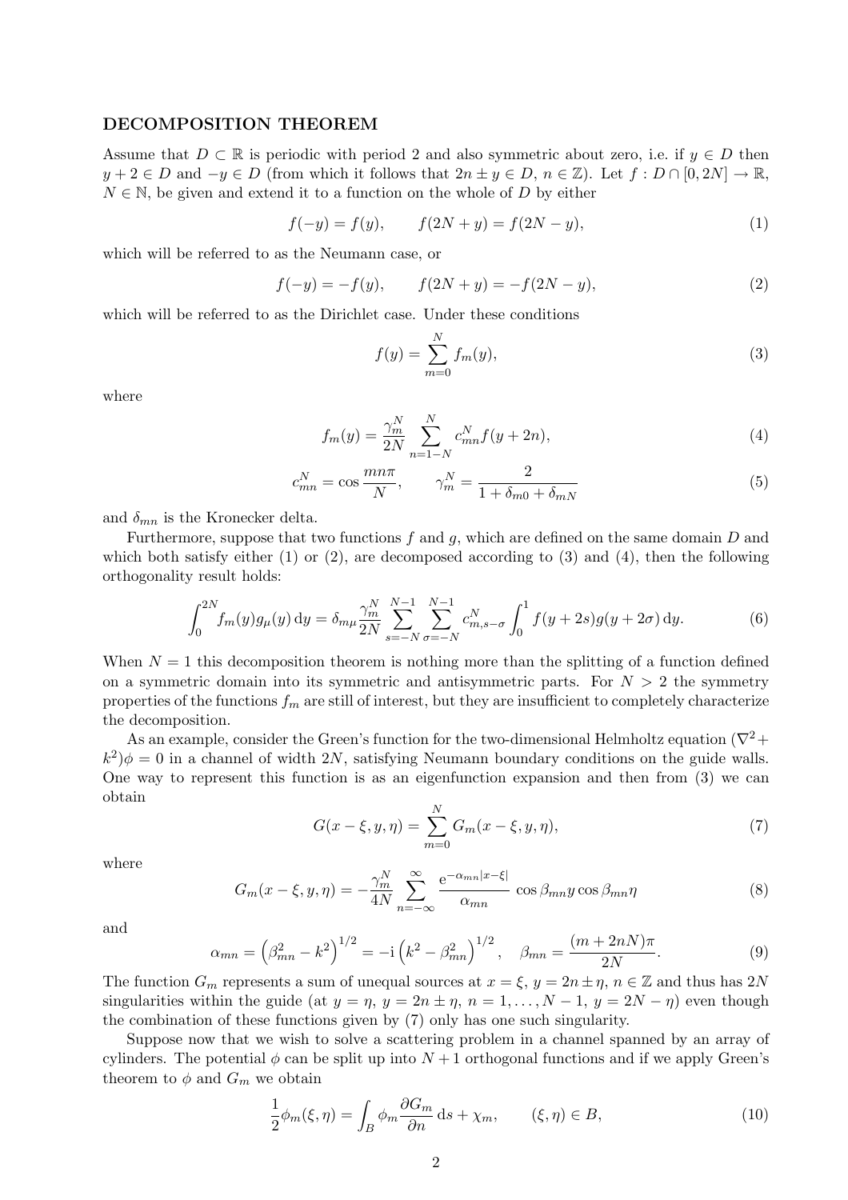## DECOMPOSITION THEOREM

Assume that $D \subset \mathbb{R}$ is periodic with period 2 and also symmetric about zero, i.e. if $y \in D$ then $y+2 \in D$ and $-y \in D$ (from which it follows that $2n \pm y \in D$, $n \in \mathbb{Z}$). Let $f : D \cap [0, 2N] \to \mathbb{R}$, $N \in \mathbb{N}$, be given and extend it to a function on the whole of $D$ by either

$$f(-y) = f(y), \qquad f(2N + y) = f(2N - y), \tag{1}$$

which will be referred to as the Neumann case, or

$$f(-y) = -f(y), \qquad f(2N + y) = -f(2N - y), \tag{2}$$

which will be referred to as the Dirichlet case. Under these conditions

$$f(y) = \sum_{m=0}^{N} f_m(y), \tag{3}$$

where

$$f_m(y) = \frac{\gamma_m^N}{2N} \sum_{n=1-N}^{N} c_{mn}^N f(y + 2n), \tag{4}$$

$$c_{mn}^N = \cos\frac{mn\pi}{N}, \qquad \gamma_m^N = \frac{2}{1 + \delta_{m0} + \delta_{mN}} \tag{5}$$

and $\delta_{mn}$ is the Kronecker delta.

Furthermore, suppose that two functions $f$ and $g$, which are defined on the same domain $D$ and which both satisfy either (1) or (2), are decomposed according to (3) and (4), then the following orthogonality result holds:

$$\int_0^{2N} f_m(y) g_\mu(y)\,\mathrm{d}y = \delta_{m\mu} \frac{\gamma_m^N}{2N} \sum_{s=-N}^{N-1} \sum_{\sigma=-N}^{N-1} c_{m,s-\sigma}^N \int_0^1 f(y + 2s) g(y + 2\sigma)\,\mathrm{d}y. \tag{6}$$

When $N = 1$ this decomposition theorem is nothing more than the splitting of a function defined on a symmetric domain into its symmetric and antisymmetric parts. For $N > 2$ the symmetry properties of the functions $f_m$ are still of interest, but they are insufficient to completely characterize the decomposition.

As an example, consider the Green's function for the two-dimensional Helmholtz equation $(\nabla^2 + k^2)\phi = 0$ in a channel of width $2N$, satisfying Neumann boundary conditions on the guide walls. One way to represent this function is as an eigenfunction expansion and then from (3) we can obtain

$$G(x - \xi, y, \eta) = \sum_{m=0}^{N} G_m(x - \xi, y, \eta), \tag{7}$$

where

$$G_m(x - \xi, y, \eta) = -\frac{\gamma_m^N}{4N} \sum_{n=-\infty}^{\infty} \frac{\mathrm{e}^{-\alpha_{mn}|x-\xi|}}{\alpha_{mn}} \cos\beta_{mn} y \cos\beta_{mn}\eta \tag{8}$$

and

$$\alpha_{mn} = \left(\beta_{mn}^2 - k^2\right)^{1/2} = -\mathrm{i}\left(k^2 - \beta_{mn}^2\right)^{1/2}, \quad \beta_{mn} = \frac{(m + 2nN)\pi}{2N}. \tag{9}$$

The function $G_m$ represents a sum of unequal sources at $x = \xi$, $y = 2n \pm \eta$, $n \in \mathbb{Z}$ and thus has $2N$ singularities within the guide (at $y = \eta$, $y = 2n \pm \eta$, $n = 1, \ldots, N - 1$, $y = 2N - \eta$) even though the combination of these functions given by (7) only has one such singularity.

Suppose now that we wish to solve a scattering problem in a channel spanned by an array of cylinders. The potential $\phi$ can be split up into $N + 1$ orthogonal functions and if we apply Green's theorem to $\phi$ and $G_m$ we obtain

$$\frac{1}{2}\phi_m(\xi, \eta) = \int_B \phi_m \frac{\partial G_m}{\partial n}\,\mathrm{d}s + \chi_m, \qquad (\xi, \eta) \in B, \tag{10}$$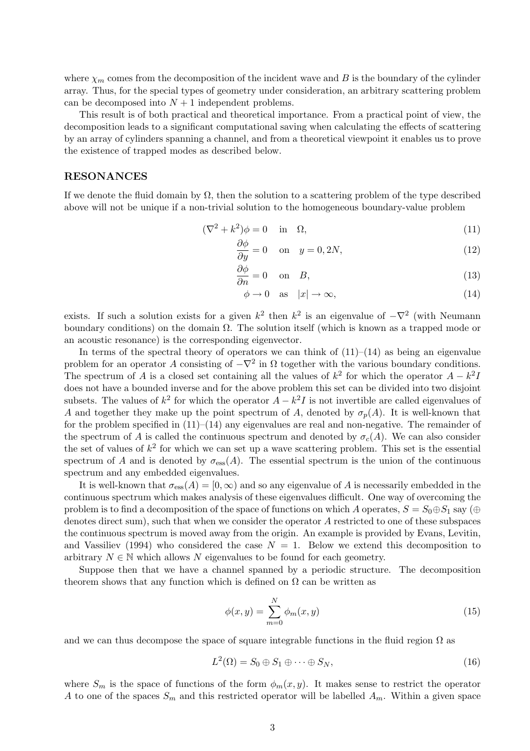where $\chi_m$ comes from the decomposition of the incident wave and $B$ is the boundary of the cylinder array. Thus, for the special types of geometry under consideration, an arbitrary scattering problem can be decomposed into $N+1$ independent problems.

This result is of both practical and theoretical importance. From a practical point of view, the decomposition leads to a significant computational saving when calculating the effects of scattering by an array of cylinders spanning a channel, and from a theoretical viewpoint it enables us to prove the existence of trapped modes as described below.

## RESONANCES

If we denote the fluid domain by $\Omega$, then the solution to a scattering problem of the type described above will not be unique if a non-trivial solution to the homogeneous boundary-value problem

$$(\nabla^2 + k^2)\phi = 0 \quad \text{in} \quad \Omega, \tag{11}$$

$$\frac{\partial \phi}{\partial y} = 0 \quad \text{on} \quad y = 0, 2N, \tag{12}$$

$$\frac{\partial \phi}{\partial n} = 0 \quad \text{on} \quad B, \tag{13}$$

$$\phi \to 0 \quad \text{as} \quad |x| \to \infty, \tag{14}$$

exists. If such a solution exists for a given $k^2$ then $k^2$ is an eigenvalue of $-\nabla^2$ (with Neumann boundary conditions) on the domain $\Omega$. The solution itself (which is known as a trapped mode or an acoustic resonance) is the corresponding eigenvector.

In terms of the spectral theory of operators we can think of (11)–(14) as being an eigenvalue problem for an operator $A$ consisting of $-\nabla^2$ in $\Omega$ together with the various boundary conditions. The spectrum of $A$ is a closed set containing all the values of $k^2$ for which the operator $A - k^2 I$ does not have a bounded inverse and for the above problem this set can be divided into two disjoint subsets. The values of $k^2$ for which the operator $A - k^2 I$ is not invertible are called eigenvalues of $A$ and together they make up the point spectrum of $A$, denoted by $\sigma_p(A)$. It is well-known that for the problem specified in (11)–(14) any eigenvalues are real and non-negative. The remainder of the spectrum of $A$ is called the continuous spectrum and denoted by $\sigma_c(A)$. We can also consider the set of values of $k^2$ for which we can set up a wave scattering problem. This set is the essential spectrum of $A$ and is denoted by $\sigma_{\text{ess}}(A)$. The essential spectrum is the union of the continuous spectrum and any embedded eigenvalues.

It is well-known that $\sigma_{\text{ess}}(A) = [0, \infty)$ and so any eigenvalue of $A$ is necessarily embedded in the continuous spectrum which makes analysis of these eigenvalues difficult. One way of overcoming the problem is to find a decomposition of the space of functions on which $A$ operates, $S = S_0 \oplus S_1$ say ($\oplus$ denotes direct sum), such that when we consider the operator $A$ restricted to one of these subspaces the continuous spectrum is moved away from the origin. An example is provided by Evans, Levitin, and Vassiliev (1994) who considered the case $N = 1$. Below we extend this decomposition to arbitrary $N \in \mathbb{N}$ which allows $N$ eigenvalues to be found for each geometry.

Suppose then that we have a channel spanned by a periodic structure. The decomposition theorem shows that any function which is defined on $\Omega$ can be written as

$$\phi(x, y) = \sum_{m=0}^{N} \phi_m(x, y) \tag{15}$$

and we can thus decompose the space of square integrable functions in the fluid region $\Omega$ as

$$L^2(\Omega) = S_0 \oplus S_1 \oplus \cdots \oplus S_N, \tag{16}$$

where $S_m$ is the space of functions of the form $\phi_m(x, y)$. It makes sense to restrict the operator $A$ to one of the spaces $S_m$ and this restricted operator will be labelled $A_m$. Within a given space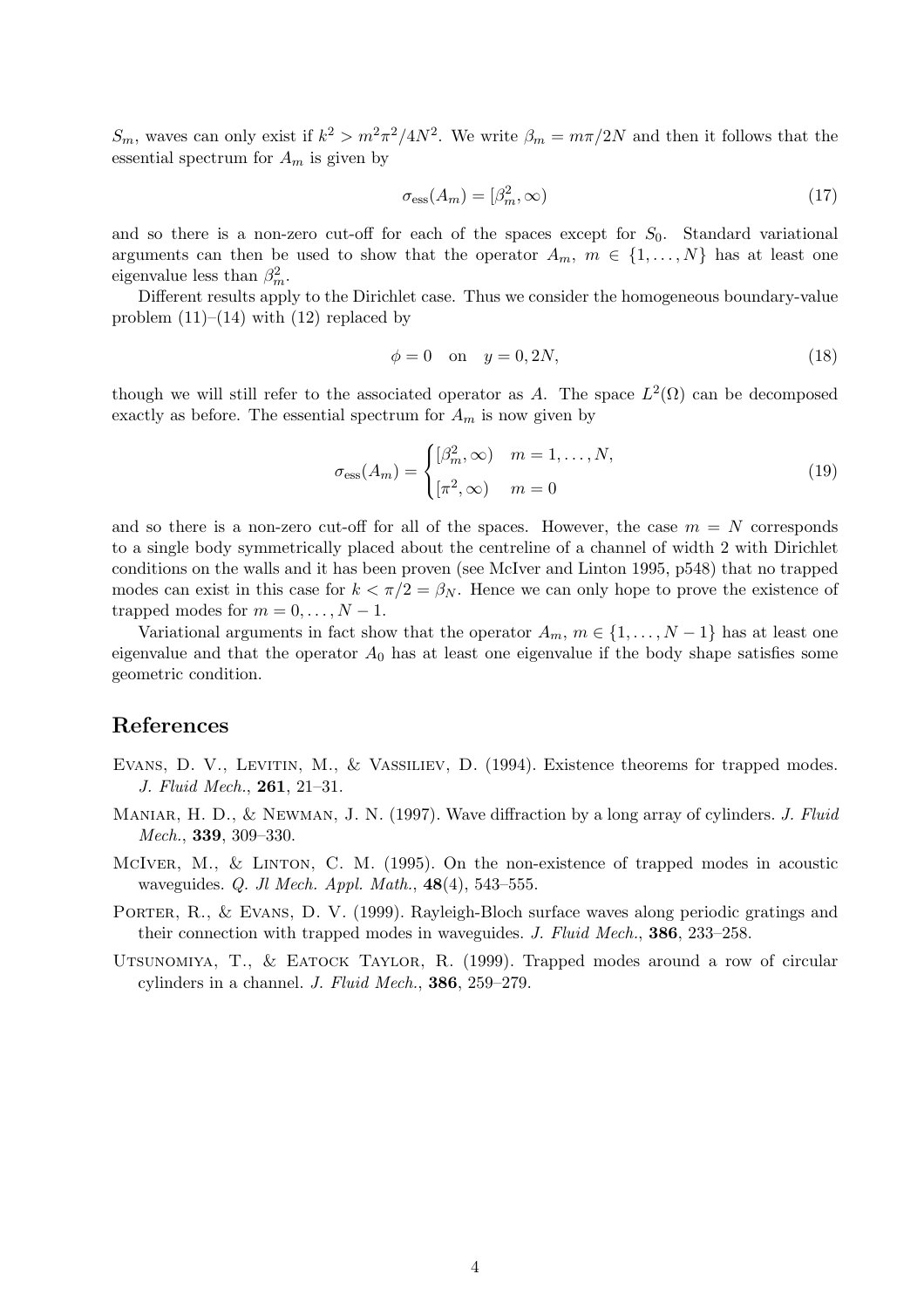$S_m$, waves can only exist if $k^2 > m^2\pi^2/4N^2$. We write $\beta_m = m\pi/2N$ and then it follows that the essential spectrum for $A_m$ is given by

$$\sigma_{\text{ess}}(A_m) = [\beta_m^2, \infty) \tag{17}$$

and so there is a non-zero cut-off for each of the spaces except for $S_0$. Standard variational arguments can then be used to show that the operator $A_m$, $m \in \{1, \ldots, N\}$ has at least one eigenvalue less than $\beta_m^2$.

Different results apply to the Dirichlet case. Thus we consider the homogeneous boundary-value problem (11)–(14) with (12) replaced by

$$\phi = 0 \quad \text{on} \quad y = 0, 2N, \tag{18}$$

though we will still refer to the associated operator as $A$. The space $L^2(\Omega)$ can be decomposed exactly as before. The essential spectrum for $A_m$ is now given by

$$\sigma_{\text{ess}}(A_m) = \begin{cases} [\beta_m^2, \infty) & m = 1, \ldots, N, \\ [\pi^2, \infty) & m = 0 \end{cases} \tag{19}$$

and so there is a non-zero cut-off for all of the spaces. However, the case $m = N$ corresponds to a single body symmetrically placed about the centreline of a channel of width 2 with Dirichlet conditions on the walls and it has been proven (see McIver and Linton 1995, p548) that no trapped modes can exist in this case for $k < \pi/2 = \beta_N$. Hence we can only hope to prove the existence of trapped modes for $m = 0, \ldots, N-1$.

Variational arguments in fact show that the operator $A_m$, $m \in \{1, \ldots, N-1\}$ has at least one eigenvalue and that the operator $A_0$ has at least one eigenvalue if the body shape satisfies some geometric condition.

## References

Evans, D. V., Levitin, M., & Vassiliev, D. (1994). Existence theorems for trapped modes. *J. Fluid Mech.*, **261**, 21–31.

Maniar, H. D., & Newman, J. N. (1997). Wave diffraction by a long array of cylinders. *J. Fluid Mech.*, **339**, 309–330.

McIver, M., & Linton, C. M. (1995). On the non-existence of trapped modes in acoustic waveguides. *Q. Jl Mech. Appl. Math.*, **48**(4), 543–555.

Porter, R., & Evans, D. V. (1999). Rayleigh-Bloch surface waves along periodic gratings and their connection with trapped modes in waveguides. *J. Fluid Mech.*, **386**, 233–258.

Utsunomiya, T., & Eatock Taylor, R. (1999). Trapped modes around a row of circular cylinders in a channel. *J. Fluid Mech.*, **386**, 259–279.